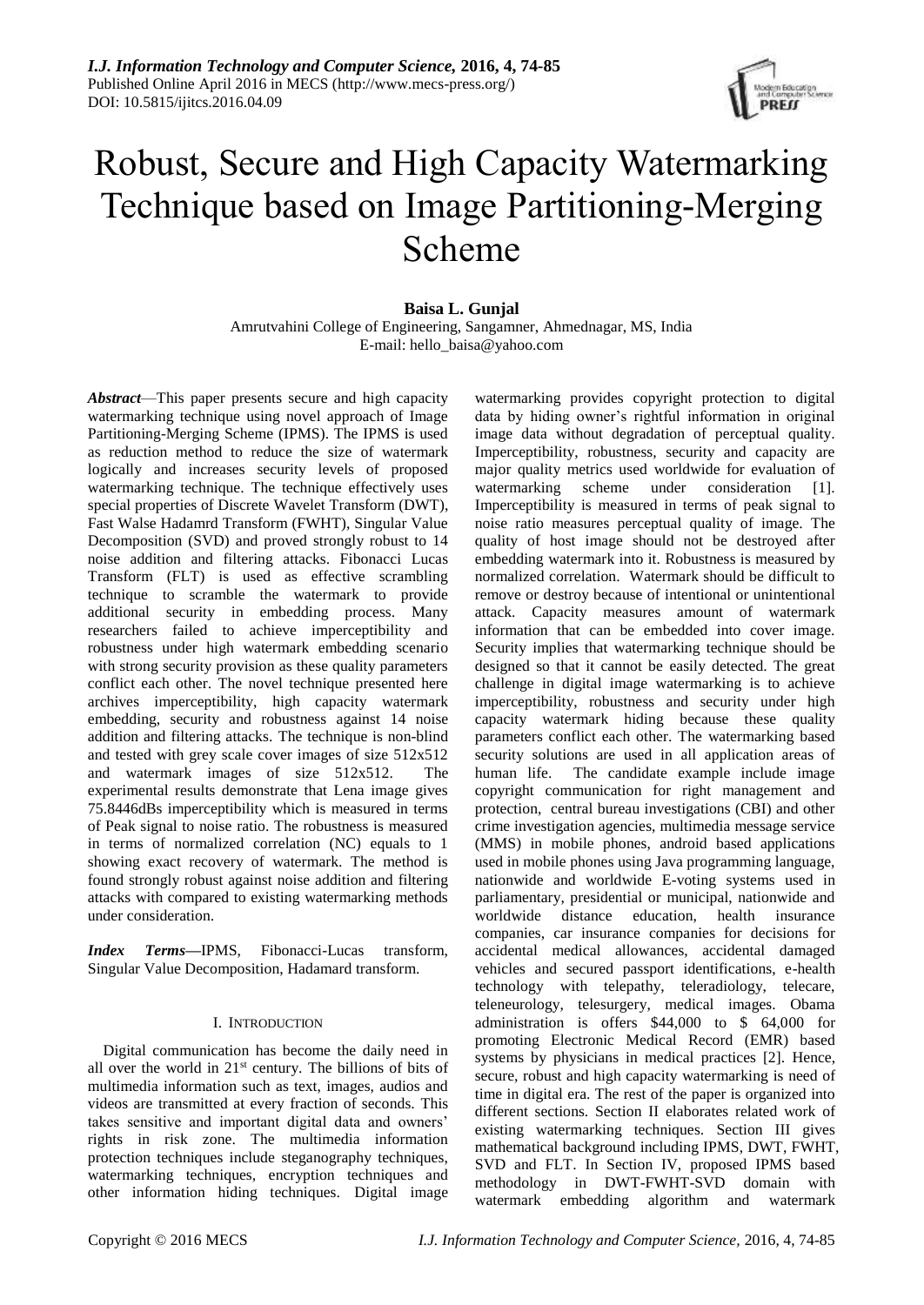# Robust, Secure and High Capacity Watermarking Technique based on Image Partitioning-Merging Scheme

**Baisa L. Gunjal**

Amrutvahini College of Engineering, Sangamner, Ahmednagar, MS, India

E-mail: hello_baisa@yahoo.com

***Abstract***—This paper presents secure and high capacity watermarking technique using novel approach of Image Partitioning-Merging Scheme (IPMS). The IPMS is used as reduction method to reduce the size of watermark logically and increases security levels of proposed watermarking technique. The technique effectively uses special properties of Discrete Wavelet Transform (DWT), Fast Walse Hadamrd Transform (FWHT), Singular Value Decomposition (SVD) and proved strongly robust to 14 noise addition and filtering attacks. Fibonacci Lucas Transform (FLT) is used as effective scrambling technique to scramble the watermark to provide additional security in embedding process. Many researchers failed to achieve imperceptibility and robustness under high watermark embedding scenario with strong security provision as these quality parameters conflict each other. The novel technique presented here archives imperceptibility, high capacity watermark embedding, security and robustness against 14 noise addition and filtering attacks. The technique is non-blind and tested with grey scale cover images of size 512x512 and watermark images of size 512x512. The experimental results demonstrate that Lena image gives 75.8446dBs imperceptibility which is measured in terms of Peak signal to noise ratio. The robustness is measured in terms of normalized correlation (NC) equals to 1 showing exact recovery of watermark. The method is found strongly robust against noise addition and filtering attacks with compared to existing watermarking methods under consideration.

***Index Terms***—IPMS, Fibonacci-Lucas transform, Singular Value Decomposition, Hadamard transform.

## I. Introduction

Digital communication has become the daily need in all over the world in 21st century. The billions of bits of multimedia information such as text, images, audios and videos are transmitted at every fraction of seconds. This takes sensitive and important digital data and owners' rights in risk zone. The multimedia information protection techniques include steganography techniques, watermarking techniques, encryption techniques and other information hiding techniques. Digital image watermarking provides copyright protection to digital data by hiding owner's rightful information in original image data without degradation of perceptual quality. Imperceptibility, robustness, security and capacity are major quality metrics used worldwide for evaluation of watermarking scheme under consideration [1]. Imperceptibility is measured in terms of peak signal to noise ratio measures perceptual quality of image. The quality of host image should not be destroyed after embedding watermark into it. Robustness is measured by normalized correlation. Watermark should be difficult to remove or destroy because of intentional or unintentional attack. Capacity measures amount of watermark information that can be embedded into cover image. Security implies that watermarking technique should be designed so that it cannot be easily detected. The great challenge in digital image watermarking is to achieve imperceptibility, robustness and security under high capacity watermark hiding because these quality parameters conflict each other. The watermarking based security solutions are used in all application areas of human life. The candidate example include image copyright communication for right management and protection, central bureau investigations (CBI) and other crime investigation agencies, multimedia message service (MMS) in mobile phones, android based applications used in mobile phones using Java programming language, nationwide and worldwide E-voting systems used in parliamentary, presidential or municipal, nationwide and worldwide distance education, health insurance companies, car insurance companies for decisions for accidental medical allowances, accidental damaged vehicles and secured passport identifications, e-health technology with telepathy, teleradiology, telecare, teleneurology, telesurgery, medical images. Obama administration is offers \$44,000 to \$ 64,000 for promoting Electronic Medical Record (EMR) based systems by physicians in medical practices [2]. Hence, secure, robust and high capacity watermarking is need of time in digital era. The rest of the paper is organized into different sections. Section II elaborates related work of existing watermarking techniques. Section III gives mathematical background including IPMS, DWT, FWHT, SVD and FLT. In Section IV, proposed IPMS based methodology in DWT-FWHT-SVD domain with watermark embedding algorithm and watermark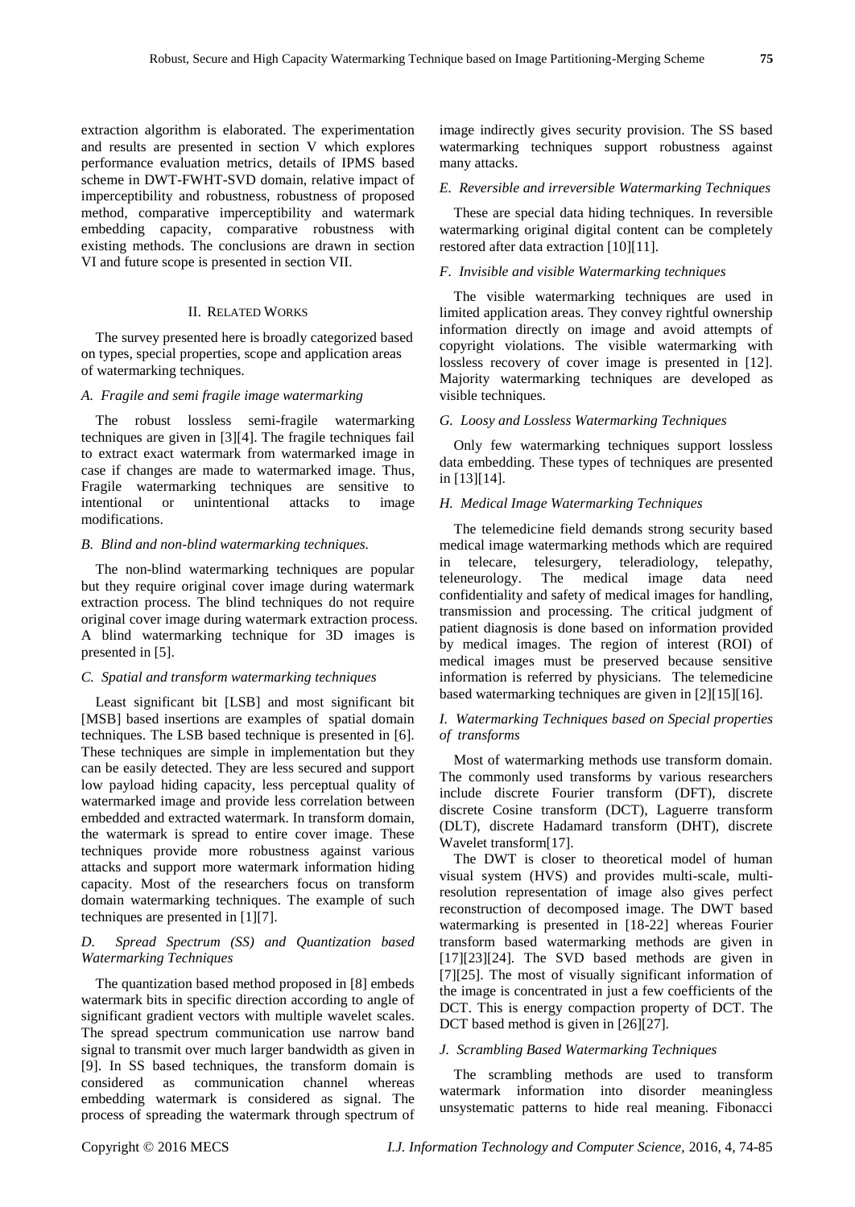extraction algorithm is elaborated. The experimentation and results are presented in section V which explores performance evaluation metrics, details of IPMS based scheme in DWT-FWHT-SVD domain, relative impact of imperceptibility and robustness, robustness of proposed method, comparative imperceptibility and watermark embedding capacity, comparative robustness with existing methods. The conclusions are drawn in section VI and future scope is presented in section VII.

## II. Related Works

The survey presented here is broadly categorized based on types, special properties, scope and application areas of watermarking techniques.

### *A. Fragile and semi fragile image watermarking*

The robust lossless semi-fragile watermarking techniques are given in [3][4]. The fragile techniques fail to extract exact watermark from watermarked image in case if changes are made to watermarked image. Thus, Fragile watermarking techniques are sensitive to intentional or unintentional attacks to image modifications.

### *B. Blind and non-blind watermarking techniques.*

The non-blind watermarking techniques are popular but they require original cover image during watermark extraction process. The blind techniques do not require original cover image during watermark extraction process. A blind watermarking technique for 3D images is presented in [5].

### *C. Spatial and transform watermarking techniques*

Least significant bit [LSB] and most significant bit [MSB] based insertions are examples of spatial domain techniques. The LSB based technique is presented in [6]. These techniques are simple in implementation but they can be easily detected. They are less secured and support low payload hiding capacity, less perceptual quality of watermarked image and provide less correlation between embedded and extracted watermark. In transform domain, the watermark is spread to entire cover image. These techniques provide more robustness against various attacks and support more watermark information hiding capacity. Most of the researchers focus on transform domain watermarking techniques. The example of such techniques are presented in [1][7].

### *D. Spread Spectrum (SS) and Quantization based Watermarking Techniques*

The quantization based method proposed in [8] embeds watermark bits in specific direction according to angle of significant gradient vectors with multiple wavelet scales. The spread spectrum communication use narrow band signal to transmit over much larger bandwidth as given in [9]. In SS based techniques, the transform domain is considered as communication channel whereas embedding watermark is considered as signal. The process of spreading the watermark through spectrum of image indirectly gives security provision. The SS based watermarking techniques support robustness against many attacks.

### *E. Reversible and irreversible Watermarking Techniques*

These are special data hiding techniques. In reversible watermarking original digital content can be completely restored after data extraction [10][11].

### *F. Invisible and visible Watermarking techniques*

The visible watermarking techniques are used in limited application areas. They convey rightful ownership information directly on image and avoid attempts of copyright violations. The visible watermarking with lossless recovery of cover image is presented in [12]. Majority watermarking techniques are developed as visible techniques.

### *G. Loosy and Lossless Watermarking Techniques*

Only few watermarking techniques support lossless data embedding. These types of techniques are presented in [13][14].

### *H. Medical Image Watermarking Techniques*

The telemedicine field demands strong security based medical image watermarking methods which are required in telecare, telesurgery, teleradiology, telepathy, teleneurology. The medical image data need confidentiality and safety of medical images for handling, transmission and processing. The critical judgment of patient diagnosis is done based on information provided by medical images. The region of interest (ROI) of medical images must be preserved because sensitive information is referred by physicians. The telemedicine based watermarking techniques are given in [2][15][16].

### *I. Watermarking Techniques based on Special properties of transforms*

Most of watermarking methods use transform domain. The commonly used transforms by various researchers include discrete Fourier transform (DFT), discrete discrete Cosine transform (DCT), Laguerre transform (DLT), discrete Hadamard transform (DHT), discrete Wavelet transform[17].

The DWT is closer to theoretical model of human visual system (HVS) and provides multi-scale, multi-resolution representation of image also gives perfect reconstruction of decomposed image. The DWT based watermarking is presented in [18-22] whereas Fourier transform based watermarking methods are given in [17][23][24]. The SVD based methods are given in [7][25]. The most of visually significant information of the image is concentrated in just a few coefficients of the DCT. This is energy compaction property of DCT. The DCT based method is given in [26][27].

### *J. Scrambling Based Watermarking Techniques*

The scrambling methods are used to transform watermark information into disorder meaningless unsystematic patterns to hide real meaning. Fibonacci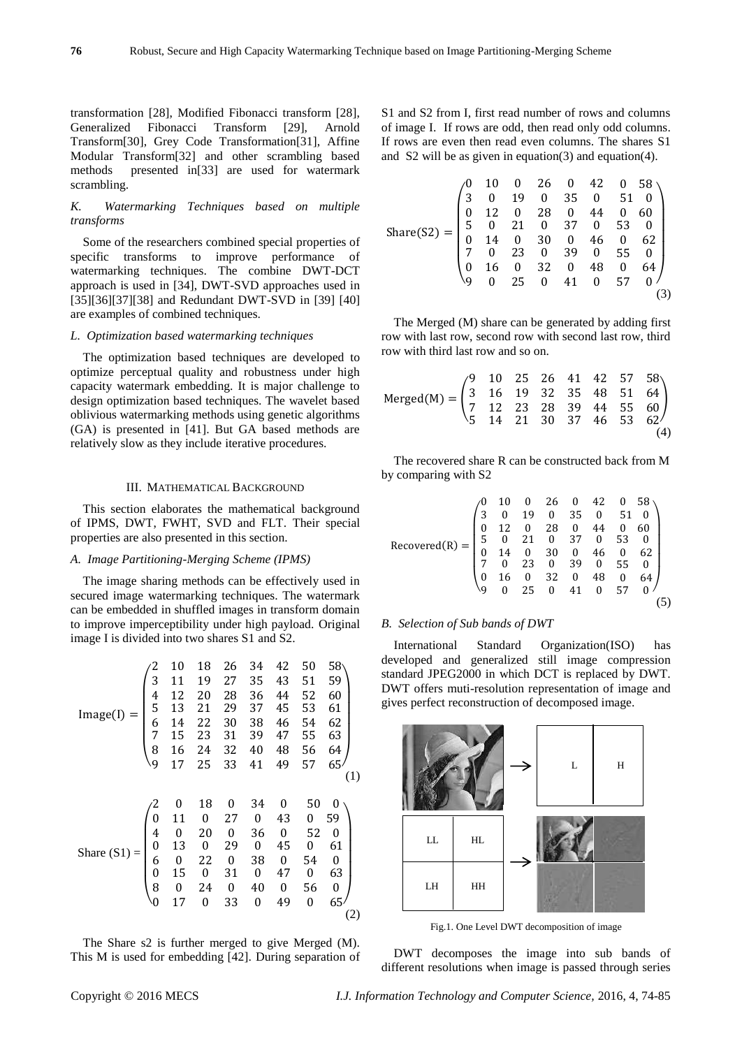transformation [28], Modified Fibonacci transform [28], Generalized Fibonacci Transform [29], Arnold Transform[30], Grey Code Transformation[31], Affine Modular Transform[32] and other scrambling based methods presented in[33] are used for watermark scrambling.

### *K. Watermarking Techniques based on multiple transforms*

Some of the researchers combined special properties of specific transforms to improve performance of watermarking techniques. The combine DWT-DCT approach is used in [34], DWT-SVD approaches used in [35][36][37][38] and Redundant DWT-SVD in [39] [40] are examples of combined techniques.

### *L. Optimization based watermarking techniques*

The optimization based techniques are developed to optimize perceptual quality and robustness under high capacity watermark embedding. It is major challenge to design optimization based techniques. The wavelet based oblivious watermarking methods using genetic algorithms (GA) is presented in [41]. But GA based methods are relatively slow as they include iterative procedures.

## III. Mathematical Background

This section elaborates the mathematical background of IPMS, DWT, FWHT, SVD and FLT. Their special properties are also presented in this section.

### *A. Image Partitioning-Merging Scheme (IPMS)*

The image sharing methods can be effectively used in secured image watermarking techniques. The watermark can be embedded in shuffled images in transform domain to improve imperceptibility under high payload. Original image I is divided into two shares S1 and S2.

$$\text{Image(I)} = \begin{pmatrix} 2 & 10 & 18 & 26 & 34 & 42 & 50 & 58 \\ 3 & 11 & 19 & 27 & 35 & 43 & 51 & 59 \\ 4 & 12 & 20 & 28 & 36 & 44 & 52 & 60 \\ 5 & 13 & 21 & 29 & 37 & 45 & 53 & 61 \\ 6 & 14 & 22 & 30 & 38 & 46 & 54 & 62 \\ 7 & 15 & 23 & 31 & 39 & 47 & 55 & 63 \\ 8 & 16 & 24 & 32 & 40 & 48 & 56 & 64 \\ 9 & 17 & 25 & 33 & 41 & 49 & 57 & 65 \end{pmatrix} \tag{1}$$

$$\text{Share (S1)} = \begin{pmatrix} 2 & 0 & 18 & 0 & 34 & 0 & 50 & 0 \\ 0 & 11 & 0 & 27 & 0 & 43 & 0 & 59 \\ 4 & 0 & 20 & 0 & 36 & 0 & 52 & 0 \\ 0 & 13 & 0 & 29 & 0 & 45 & 0 & 61 \\ 6 & 0 & 22 & 0 & 38 & 0 & 54 & 0 \\ 0 & 15 & 0 & 31 & 0 & 47 & 0 & 63 \\ 8 & 0 & 24 & 0 & 40 & 0 & 56 & 0 \\ 0 & 17 & 0 & 33 & 0 & 49 & 0 & 65 \end{pmatrix} \tag{2}$$

The Share s2 is further merged to give Merged (M). This M is used for embedding [42]. During separation of S1 and S2 from I, first read number of rows and columns of image I. If rows are odd, then read only odd columns. If rows are even then read even columns. The shares S1 and S2 will be as given in equation(3) and equation(4).

$$\text{Share}(S2) = \begin{pmatrix} 0 & 10 & 0 & 26 & 0 & 42 & 0 & 58 \\ 3 & 0 & 19 & 0 & 35 & 0 & 51 & 0 \\ 0 & 12 & 0 & 28 & 0 & 44 & 0 & 60 \\ 5 & 0 & 21 & 0 & 37 & 0 & 53 & 0 \\ 0 & 14 & 0 & 30 & 0 & 46 & 0 & 62 \\ 7 & 0 & 23 & 0 & 39 & 0 & 55 & 0 \\ 0 & 16 & 0 & 32 & 0 & 48 & 0 & 64 \\ 9 & 0 & 25 & 0 & 41 & 0 & 57 & 0 \end{pmatrix} \tag{3}$$

The Merged (M) share can be generated by adding first row with last row, second row with second last row, third row with third last row and so on.

$$\text{Merged(M)} = \begin{pmatrix} 9 & 10 & 25 & 26 & 41 & 42 & 57 & 58 \\ 3 & 16 & 19 & 32 & 35 & 48 & 51 & 64 \\ 7 & 12 & 23 & 28 & 39 & 44 & 55 & 60 \\ 5 & 14 & 21 & 30 & 37 & 46 & 53 & 62 \end{pmatrix} \tag{4}$$

The recovered share R can be constructed back from M by comparing with S2

$$\text{Recovered(R)} = \begin{pmatrix} 0 & 10 & 0 & 26 & 0 & 42 & 0 & 58 \\ 3 & 0 & 19 & 0 & 35 & 0 & 51 & 0 \\ 0 & 12 & 0 & 28 & 0 & 44 & 0 & 60 \\ 5 & 0 & 21 & 0 & 37 & 0 & 53 & 0 \\ 0 & 14 & 0 & 30 & 0 & 46 & 0 & 62 \\ 7 & 0 & 23 & 0 & 39 & 0 & 55 & 0 \\ 0 & 16 & 0 & 32 & 0 & 48 & 0 & 64 \\ 9 & 0 & 25 & 0 & 41 & 0 & 57 & 0 \end{pmatrix} \tag{5}$$

### *B. Selection of Sub bands of DWT*

International Standard Organization(ISO) has developed and generalized still image compression standard JPEG2000 in which DCT is replaced by DWT. DWT offers muti-resolution representation of image and gives perfect reconstruction of decomposed image.

Fig.1. One Level DWT decomposition of image

DWT decomposes the image into sub bands of different resolutions when image is passed through series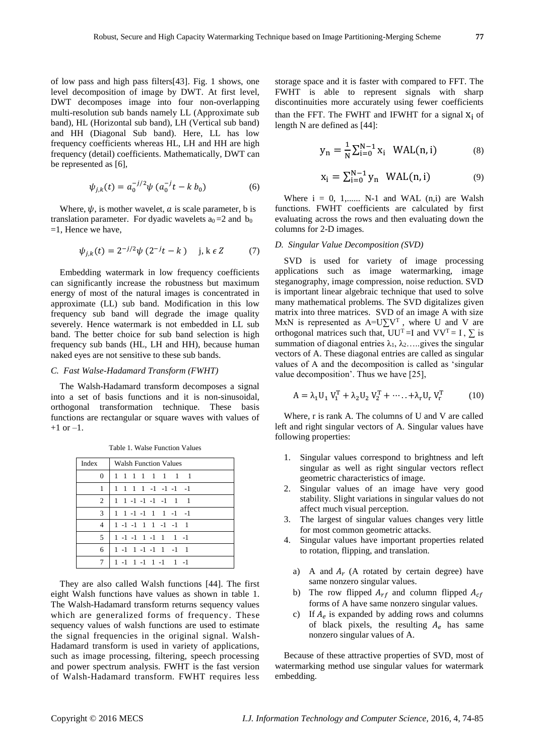of low pass and high pass filters[43]. Fig. 1 shows, one level decomposition of image by DWT. At first level, DWT decomposes image into four non-overlapping multi-resolution sub bands namely LL (Approximate sub band), HL (Horizontal sub band), LH (Vertical sub band) and HH (Diagonal Sub band). Here, LL has low frequency coefficients whereas HL, LH and HH are high frequency (detail) coefficients. Mathematically, DWT can be represented as [6],

$$\psi_{j,k}(t) = a_0^{-j/2}\psi\,(a_0^{-j}t - k\,b_0) \tag{6}$$

Where, $\psi$, is mother wavelet, $a$ is scale parameter, b is translation parameter. For dyadic wavelets $a_0 = 2$ and $b_0 = 1$, Hence we have,

$$\psi_{j,k}(t) = 2^{-j/2}\psi\,(2^{-j}t - k\,) \quad \text{j, k} \in Z \tag{7}$$

Embedding watermark in low frequency coefficients can significantly increase the robustness but maximum energy of most of the natural images is concentrated in approximate (LL) sub band. Modification in this low frequency sub band will degrade the image quality severely. Hence watermark is not embedded in LL sub band. The better choice for sub band selection is high frequency sub bands (HL, LH and HH), because human naked eyes are not sensitive to these sub bands.

### C. Fast Walse-Hadamard Transform (FWHT)

The Walsh-Hadamard transform decomposes a signal into a set of basis functions and it is non-sinusoidal, orthogonal transformation technique. These basis functions are rectangular or square waves with values of +1 or –1.

Table 1. Walse Function Values

| Index | Walsh Function Values |
|---|---|
| 0 | 1 1 1 1 1 1 1 1 |
| 1 | 1 1 1 1 -1 -1 -1 -1 |
| 2 | 1 1 -1 -1 -1 -1 1 1 |
| 3 | 1 1 -1 -1 1 1 -1 -1 |
| 4 | 1 -1 -1 1 1 -1 -1 1 |
| 5 | 1 -1 -1 1 -1 1 1 -1 |
| 6 | 1 -1 1 -1 -1 1 -1 1 |
| 7 | 1 -1 1 -1 1 -1 1 -1 |

They are also called Walsh functions [44]. The first eight Walsh functions have values as shown in table 1. The Walsh-Hadamard transform returns sequency values which are generalized forms of frequency. These sequency values of walsh functions are used to estimate the signal frequencies in the original signal. Walsh-Hadamard transform is used in variety of applications, such as image processing, filtering, speech processing and power spectrum analysis. FWHT is the fast version of Walsh-Hadamard transform. FWHT requires less storage space and it is faster with compared to FFT. The FWHT is able to represent signals with sharp discontinuities more accurately using fewer coefficients than the FFT. The FWHT and IFWHT for a signal $x_i$ of length N are defined as [44]:

$$y_n = \frac{1}{N}\sum_{i=0}^{N-1} x_i \quad \text{WAL}(n, i) \tag{8}$$

$$x_i = \sum_{i=0}^{N-1} y_n \quad \text{WAL}(n, i) \tag{9}$$

Where i = 0, 1,...... N-1 and WAL (n,i) are Walsh functions. FWHT coefficients are calculated by first evaluating across the rows and then evaluating down the columns for 2-D images.

### D. Singular Value Decomposition (SVD)

SVD is used for variety of image processing applications such as image watermarking, image steganography, image compression, noise reduction. SVD is important linear algebraic technique that used to solve many mathematical problems. The SVD digitalizes given matrix into three matrices. SVD of an image A with size MxN is represented as $A=U\sum V^T$ , where U and V are orthogonal matrices such that, $UU^T = I$ and $VV^T = I$ , $\sum$ is summation of diagonal entries $\lambda_1$, $\lambda_2$…..gives the singular vectors of A. These diagonal entries are called as singular values of A and the decomposition is called as 'singular value decomposition'. Thus we have [25],

$$A = \lambda_1 U_1\, V_1^T + \lambda_2 U_2\, V_2^T + \cdots\ldots + \lambda_r U_r\, V_r^T \tag{10}$$

Where, r is rank A. The columns of U and V are called left and right singular vectors of A. Singular values have following properties:

1. Singular values correspond to brightness and left singular as well as right singular vectors reflect geometric characteristics of image.
2. Singular values of an image have very good stability. Slight variations in singular values do not affect much visual perception.
3. The largest of singular values changes very little for most common geometric attacks.
4. Singular values have important properties related to rotation, flipping, and translation.

   a) A and $A_r$ (A rotated by certain degree) have same nonzero singular values.
   b) The row flipped $A_{rf}$ and column flipped $A_{cf}$ forms of A have same nonzero singular values.
   c) If $A_e$ is expanded by adding rows and columns of black pixels, the resulting $A_e$ has same nonzero singular values of A.

Because of these attractive properties of SVD, most of watermarking method use singular values for watermark embedding.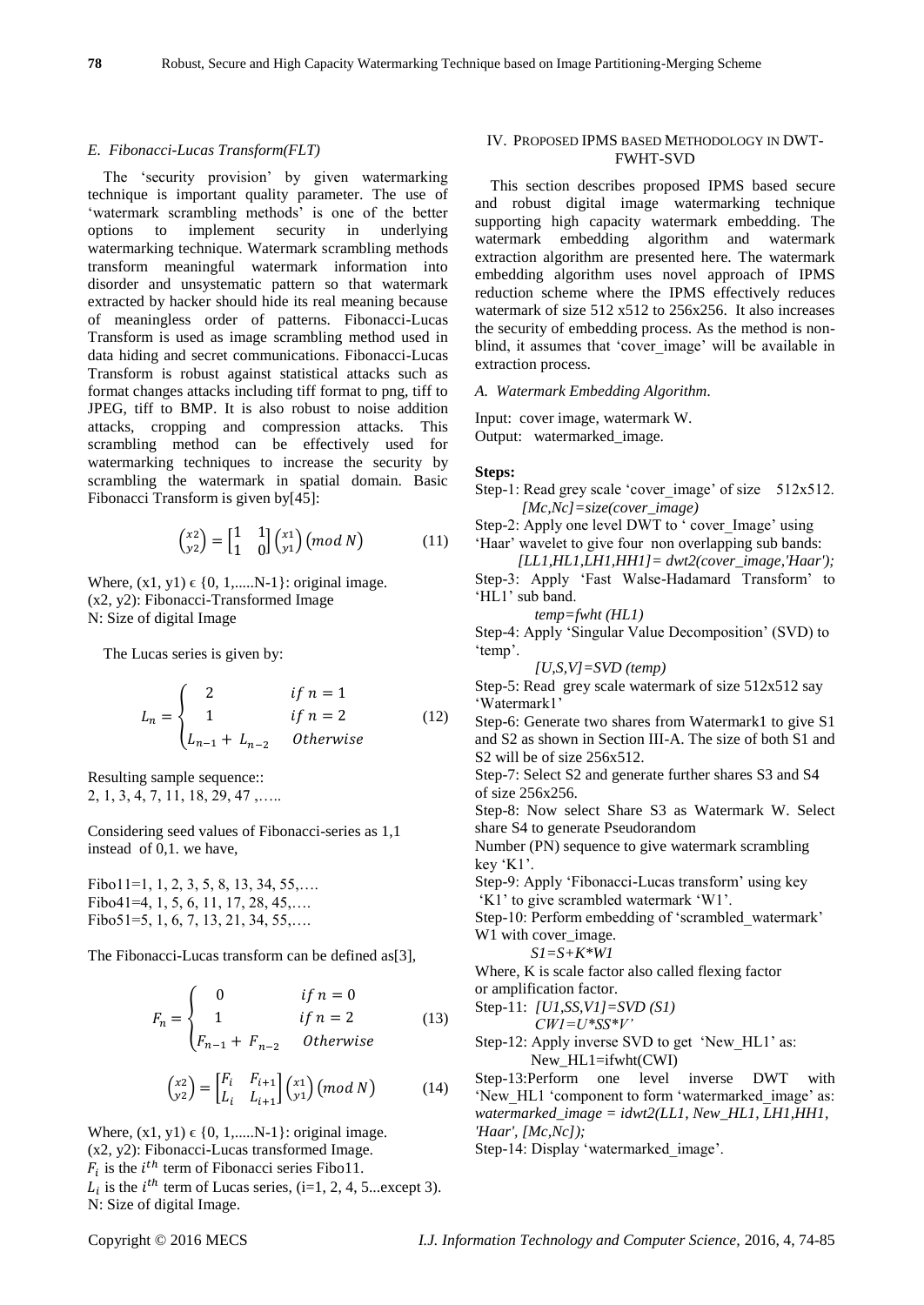### E. Fibonacci-Lucas Transform(FLT)

The 'security provision' by given watermarking technique is important quality parameter. The use of 'watermark scrambling methods' is one of the better options to implement security in underlying watermarking technique. Watermark scrambling methods transform meaningful watermark information into disorder and unsystematic pattern so that watermark extracted by hacker should hide its real meaning because of meaningless order of patterns. Fibonacci-Lucas Transform is used as image scrambling method used in data hiding and secret communications. Fibonacci-Lucas Transform is robust against statistical attacks such as format changes attacks including tiff format to png, tiff to JPEG, tiff to BMP. It is also robust to noise addition attacks, cropping and compression attacks. This scrambling method can be effectively used for watermarking techniques to increase the security by scrambling the watermark in spatial domain. Basic Fibonacci Transform is given by[45]:

$$\binom{x2}{y2} = \begin{bmatrix} 1 & 1 \\ 1 & 0 \end{bmatrix} \binom{x1}{y1} (mod\ N) \qquad (11)$$

Where, (x1, y1) $\epsilon$ {0, 1,.....N-1}: original image.
(x2, y2): Fibonacci-Transformed Image
N: Size of digital Image

The Lucas series is given by:

$$L_n = \begin{cases} 2 & if\ n = 1 \\ 1 & if\ n = 2 \\ L_{n-1} + L_{n-2} & Otherwise \end{cases} \qquad (12)$$

Resulting sample sequence::
2, 1, 3, 4, 7, 11, 18, 29, 47 ,…..

Considering seed values of Fibonacci-series as 1,1 instead of 0,1. we have,

Fibo11=1, 1, 2, 3, 5, 8, 13, 34, 55,….
Fibo41=4, 1, 5, 6, 11, 17, 28, 45,….
Fibo51=5, 1, 6, 7, 13, 21, 34, 55,….

The Fibonacci-Lucas transform can be defined as[3],

$$F_n = \begin{cases} 0 & if\ n = 0 \\ 1 & if\ n = 2 \\ F_{n-1} + F_{n-2} & Otherwise \end{cases} \qquad (13)$$

$$\binom{x2}{y2} = \begin{bmatrix} F_i & F_{i+1} \\ L_i & L_{i+1} \end{bmatrix} \binom{x1}{y1} (mod\ N) \qquad (14)$$

Where, (x1, y1) $\epsilon$ {0, 1,.....N-1}: original image.
(x2, y2): Fibonacci-Lucas transformed Image.
$F_i$ is the $i^{th}$ term of Fibonacci series Fibo11.
$L_i$ is the $i^{th}$ term of Lucas series, (i=1, 2, 4, 5...except 3).
N: Size of digital Image.

## IV. Proposed IPMS based Methodology in DWT-FWHT-SVD

This section describes proposed IPMS based secure and robust digital image watermarking technique supporting high capacity watermark embedding. The watermark embedding algorithm and watermark extraction algorithm are presented here. The watermark embedding algorithm uses novel approach of IPMS reduction scheme where the IPMS effectively reduces watermark of size 512 x512 to 256x256. It also increases the security of embedding process. As the method is non-blind, it assumes that 'cover_image' will be available in extraction process.

### A. Watermark Embedding Algorithm.

Input: cover image, watermark W.
Output: watermarked_image.

**Steps:**

Step-1: Read grey scale 'cover_image' of size 512x512.
*[Mc,Nc]=size(cover_image)*

Step-2: Apply one level DWT to ' cover_Image' using 'Haar' wavelet to give four non overlapping sub bands:
*[LL1,HL1,LH1,HH1]= dwt2(cover_image,'Haar');*

Step-3: Apply 'Fast Walse-Hadamard Transform' to 'HL1' sub band.
*temp=fwht (HL1)*

Step-4: Apply 'Singular Value Decomposition' (SVD) to 'temp'.
*[U,S,V]=SVD (temp)*

Step-5: Read grey scale watermark of size 512x512 say 'Watermark1'

Step-6: Generate two shares from Watermark1 to give S1 and S2 as shown in Section III-A. The size of both S1 and S2 will be of size 256x512.

Step-7: Select S2 and generate further shares S3 and S4 of size 256x256.

Step-8: Now select Share S3 as Watermark W. Select share S4 to generate Pseudorandom Number (PN) sequence to give watermark scrambling key 'K1'.

Step-9: Apply 'Fibonacci-Lucas transform' using key 'K1' to give scrambled watermark 'W1'.

Step-10: Perform embedding of 'scrambled_watermark' W1 with cover_image.
*S1=S+K*W1*
Where, K is scale factor also called flexing factor or amplification factor.

Step-11: *[U1,SS,V1]=SVD (S1)*
*CW1=U*SS*V'*

Step-12: Apply inverse SVD to get 'New_HL1' as:
New_HL1=ifwht(CWI)

Step-13:Perform one level inverse DWT with 'New_HL1 'component to form 'watermarked_image' as:
*watermarked_image = idwt2(LL1, New_HL1, LH1,HH1, 'Haar', [Mc,Nc]);*

Step-14: Display 'watermarked_image'.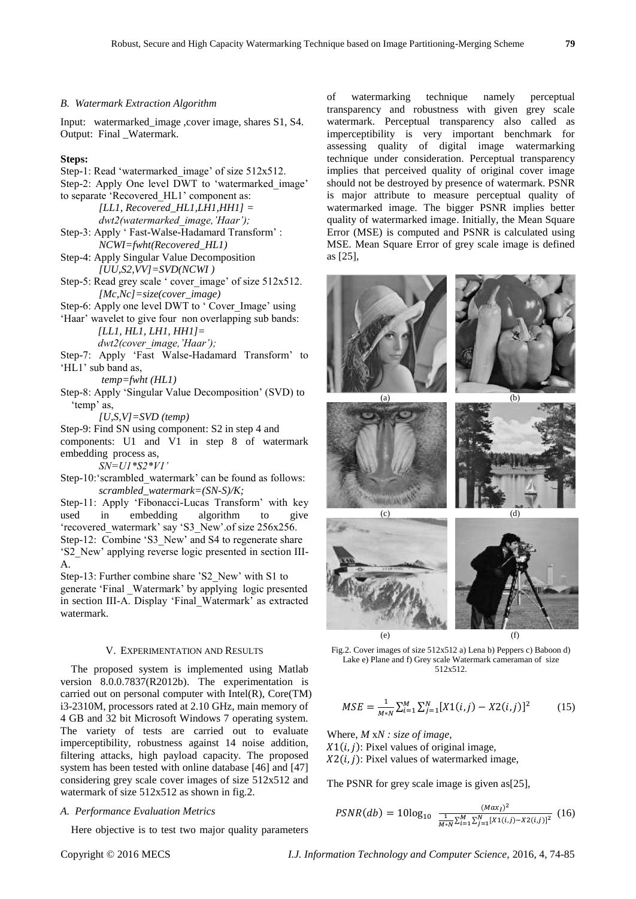### B. Watermark Extraction Algorithm

Input: watermarked_image ,cover image, shares S1, S4.
Output: Final _Watermark.

**Steps:**

Step-1: Read 'watermarked_image' of size 512x512.

Step-2: Apply One level DWT to 'watermarked_image' to separate 'Recovered_HL1' component as:
*[LL1, Recovered_HL1,LH1,HH1] = dwt2(watermarked_image,'Haar');*

Step-3: Apply ' Fast-Walse-Hadamard Transform' :
*NCWI=fwht(Recovered_HL1)*

Step-4: Apply Singular Value Decomposition
*[UU,S2,VV]=SVD(NCWI )*

Step-5: Read grey scale ' cover_image' of size 512x512.
*[Mc,Nc]=size(cover_image)*

Step-6: Apply one level DWT to ' Cover_Image' using 'Haar' wavelet to give four non overlapping sub bands:
*[LL1, HL1, LH1, HH1]= dwt2(cover_image,'Haar');*

Step-7: Apply 'Fast Walse-Hadamard Transform' to 'HL1' sub band as,
*temp=fwht (HL1)*

Step-8: Apply 'Singular Value Decomposition' (SVD) to 'temp' as,
*[U,S,V]=SVD (temp)*

Step-9: Find SN using component: S2 in step 4 and components: U1 and V1 in step 8 of watermark embedding process as,
*SN=U1*S2*V1'*

Step-10:'scrambled_watermark' can be found as follows:
*scrambled_watermark=(SN-S)/K;*

Step-11: Apply 'Fibonacci-Lucas Transform' with key used in embedding algorithm to give 'recovered_watermark' say 'S3_New'.of size 256x256.

Step-12: Combine 'S3_New' and S4 to regenerate share 'S2_New' applying reverse logic presented in section III-A.

Step-13: Further combine share 'S2_New' with S1 to generate 'Final _Watermark' by applying logic presented in section III-A. Display 'Final_Watermark' as extracted watermark.

## V. Experimentation and Results

The proposed system is implemented using Matlab version 8.0.0.7837(R2012b). The experimentation is carried out on personal computer with Intel(R), Core(TM) i3-2310M, processors rated at 2.10 GHz, main memory of 4 GB and 32 bit Microsoft Windows 7 operating system. The variety of tests are carried out to evaluate imperceptibility, robustness against 14 noise addition, filtering attacks, high payload capacity. The proposed system has been tested with online database [46] and [47] considering grey scale cover images of size 512x512 and watermark of size 512x512 as shown in fig.2.

### A. Performance Evaluation Metrics

Here objective is to test two major quality parameters of watermarking technique namely perceptual transparency and robustness with given grey scale watermark. Perceptual transparency also called as imperceptibility is very important benchmark for assessing quality of digital image watermarking technique under consideration. Perceptual transparency implies that perceived quality of original cover image should not be destroyed by presence of watermark. PSNR is major attribute to measure perceptual quality of watermarked image. The bigger PSNR implies better quality of watermarked image. Initially, the Mean Square Error (MSE) is computed and PSNR is calculated using MSE. Mean Square Error of grey scale image is defined as [25],

(a) (b) (c) (d) (e) (f)

Fig.2. Cover images of size 512x512 a) Lena b) Peppers c) Baboon d) Lake e) Plane and f) Grey scale Watermark cameraman of size 512x512.

$$MSE = \frac{1}{M*N}\sum_{i=1}^{M}\sum_{j=1}^{N}[X1(i,j) - X2(i,j)]^2 \qquad (15)$$

Where, *M* x*N : size of image*,
$X1(i,j)$: Pixel values of original image,
$X2(i,j)$: Pixel values of watermarked image,

The PSNR for grey scale image is given as[25],

$$PSNR(db) = 10\log_{10} \frac{(Max_I)^2}{\frac{1}{M*N}\sum_{i=1}^{M}\sum_{j=1}^{N}[X1(i,j)-X2(i,j)]^2} \qquad (16)$$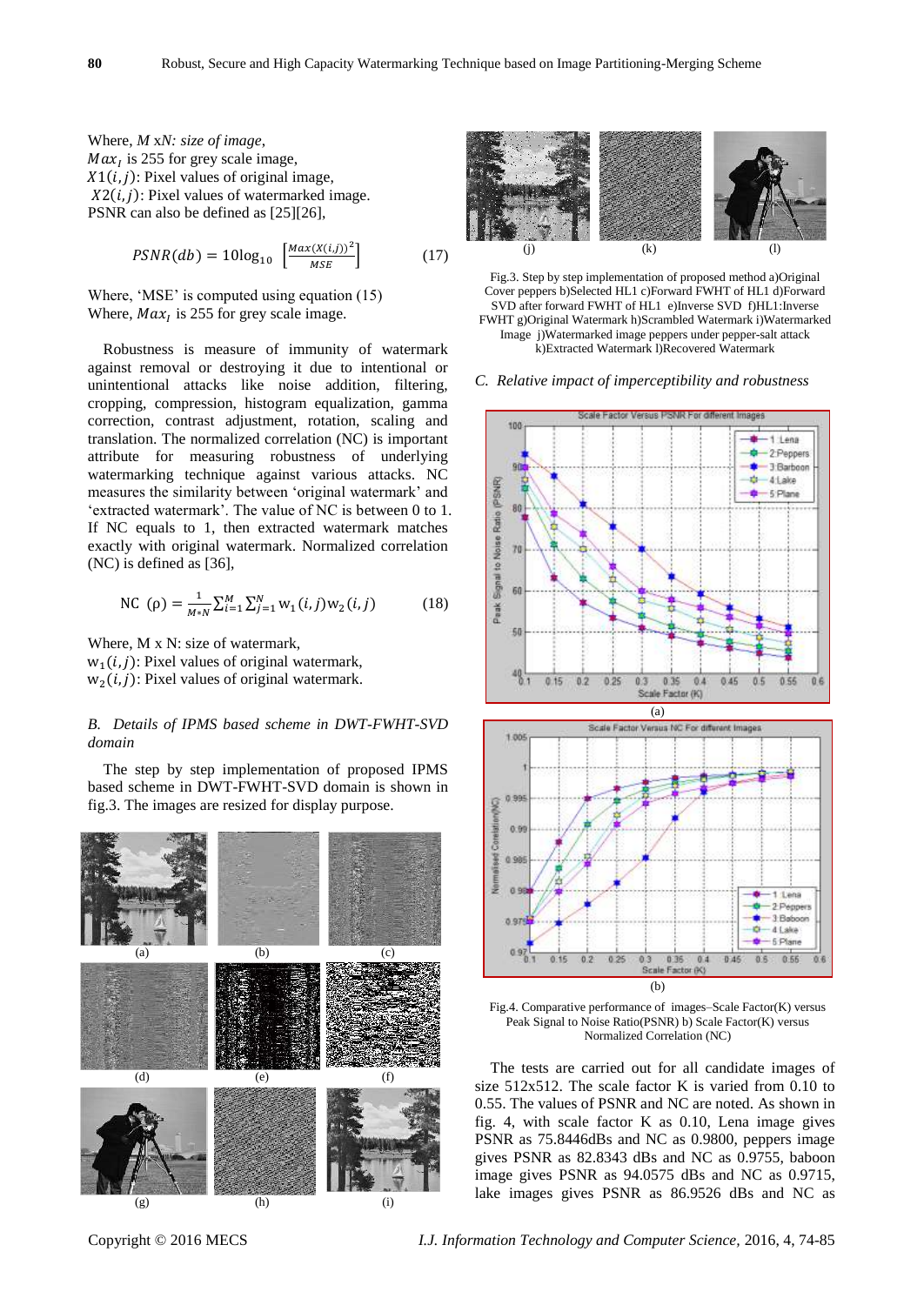Where, $M$ x$N$: *size of image*,
$Max_I$ is 255 for grey scale image,
$X1(i,j)$: Pixel values of original image,
$X2(i,j)$: Pixel values of watermarked image.
PSNR can also be defined as [25][26],

$$PSNR(db) = 10\log_{10}\left[\frac{Max(X(i,j))^2}{MSE}\right] \qquad (17)$$

Where, 'MSE' is computed using equation (15)
Where, $Max_I$ is 255 for grey scale image.

Robustness is measure of immunity of watermark against removal or destroying it due to intentional or unintentional attacks like noise addition, filtering, cropping, compression, histogram equalization, gamma correction, contrast adjustment, rotation, scaling and translation. The normalized correlation (NC) is important attribute for measuring robustness of underlying watermarking technique against various attacks. NC measures the similarity between 'original watermark' and 'extracted watermark'. The value of NC is between 0 to 1. If NC equals to 1, then extracted watermark matches exactly with original watermark. Normalized correlation (NC) is defined as [36],

$$\text{NC }(\rho) = \frac{1}{M*N}\sum_{i=1}^{M}\sum_{j=1}^{N} w_1(i,j)w_2(i,j) \qquad (18)$$

Where, M x N: size of watermark,
$w_1(i,j)$: Pixel values of original watermark,
$w_2(i,j)$: Pixel values of original watermark.

### *B. Details of IPMS based scheme in DWT-FWHT-SVD domain*

The step by step implementation of proposed IPMS based scheme in DWT-FWHT-SVD domain is shown in fig.3. The images are resized for display purpose.

Fig.3. Step by step implementation of proposed method a)Original Cover peppers b)Selected HL1 c)Forward FWHT of HL1 d)Forward SVD after forward FWHT of HL1 e)Inverse SVD f)HL1:Inverse FWHT g)Original Watermark h)Scrambled Watermark i)Watermarked Image j)Watermarked image peppers under pepper-salt attack k)Extracted Watermark l)Recovered Watermark

### *C. Relative impact of imperceptibility and robustness*

Fig.4. Comparative performance of images–Scale Factor(K) versus Peak Signal to Noise Ratio(PSNR) b) Scale Factor(K) versus Normalized Correlation (NC)

The tests are carried out for all candidate images of size 512x512. The scale factor K is varied from 0.10 to 0.55. The values of PSNR and NC are noted. As shown in fig. 4, with scale factor K as 0.10, Lena image gives PSNR as 75.8446dB and NC as 0.9800, peppers image gives PSNR as 82.8343 dBs and NC as 0.9755, baboon image gives PSNR as 94.0575 dBs and NC as 0.9715, lake images gives PSNR as 86.9526 dBs and NC as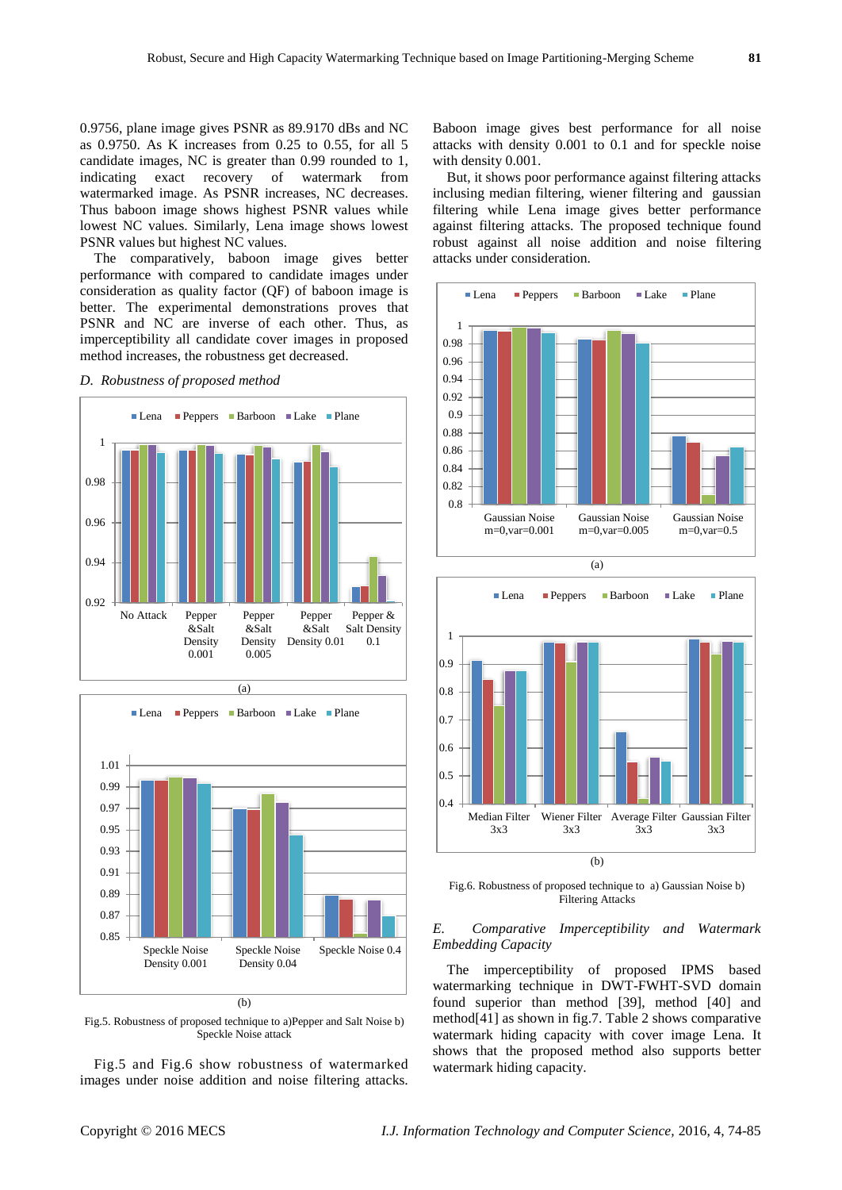0.9756, plane image gives PSNR as 89.9170 dBs and NC as 0.9750. As K increases from 0.25 to 0.55, for all 5 candidate images, NC is greater than 0.99 rounded to 1, indicating exact recovery of watermark from watermarked image. As PSNR increases, NC decreases. Thus baboon image shows highest PSNR values while lowest NC values. Similarly, Lena image shows lowest PSNR values but highest NC values.

The comparatively, baboon image gives better performance with compared to candidate images under consideration as quality factor (QF) of baboon image is better. The experimental demonstrations proves that PSNR and NC are inverse of each other. Thus, as imperceptibility all candidate cover images in proposed method increases, the robustness get decreased.

### *D. Robustness of proposed method*

Fig.5. Robustness of proposed technique to a)Pepper and Salt Noise b) Speckle Noise attack

Fig.5 and Fig.6 show robustness of watermarked images under noise addition and noise filtering attacks. Baboon image gives best performance for all noise attacks with density 0.001 to 0.1 and for speckle noise with density 0.001.

But, it shows poor performance against filtering attacks inclusing median filtering, wiener filtering and gaussian filtering while Lena image gives better performance against filtering attacks. The proposed technique found robust against all noise addition and noise filtering attacks under consideration.

Fig.6. Robustness of proposed technique to a) Gaussian Noise b) Filtering Attacks

### *E. Comparative Imperceptibility and Watermark Embedding Capacity*

The imperceptibility of proposed IPMS based watermarking technique in DWT-FWHT-SVD domain found superior than method [39], method [40] and method[41] as shown in fig.7. Table 2 shows comparative watermark hiding capacity with cover image Lena. It shows that the proposed method also supports better watermark hiding capacity.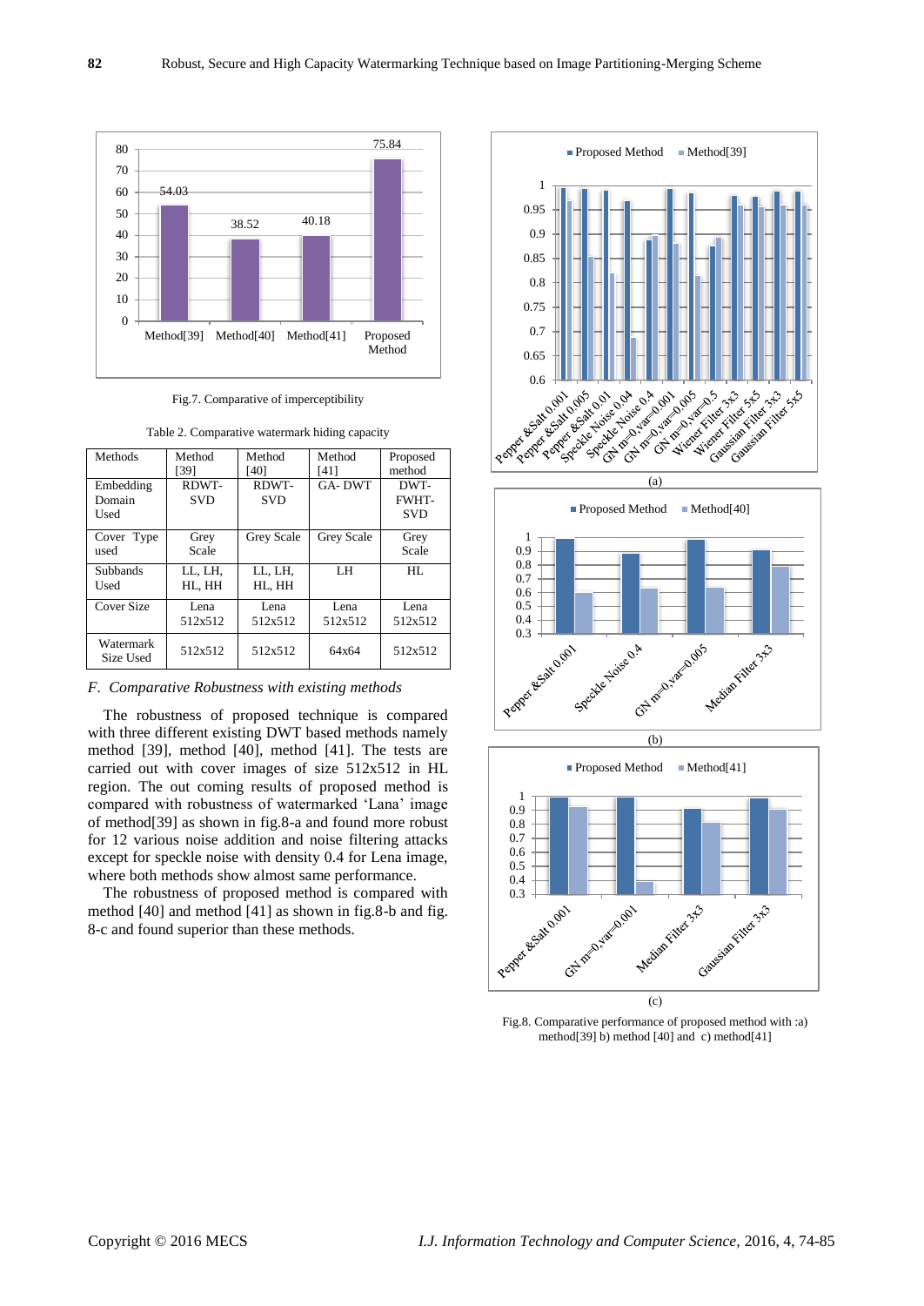Fig.7. Comparative of imperceptibility

Table 2. Comparative watermark hiding capacity

| Methods | Method [39] | Method [40] | Method [41] | Proposed method |
|---|---|---|---|---|
| Embedding Domain Used | RDWT-SVD | RDWT-SVD | GA- DWT | DWT-FWHT-SVD |
| Cover Type used | Grey Scale | Grey Scale | Grey Scale | Grey Scale |
| Subbands Used | LL, LH, HL, HH | LL, LH, HL, HH | LH | HL |
| Cover Size | Lena 512x512 | Lena 512x512 | Lena 512x512 | Lena 512x512 |
| Watermark Size Used | 512x512 | 512x512 | 64x64 | 512x512 |

### *F. Comparative Robustness with existing methods*

The robustness of proposed technique is compared with three different existing DWT based methods namely method [39], method [40], method [41]. The tests are carried out with cover images of size 512x512 in HL region. The out coming results of proposed method is compared with robustness of watermarked 'Lana' image of method[39] as shown in fig.8-a and found more robust for 12 various noise addition and noise filtering attacks except for speckle noise with density 0.4 for Lena image, where both methods show almost same performance.

The robustness of proposed method is compared with method [40] and method [41] as shown in fig.8-b and fig. 8-c and found superior than these methods.

Fig.8. Comparative performance of proposed method with :a) method[39] b) method [40] and c) method[41]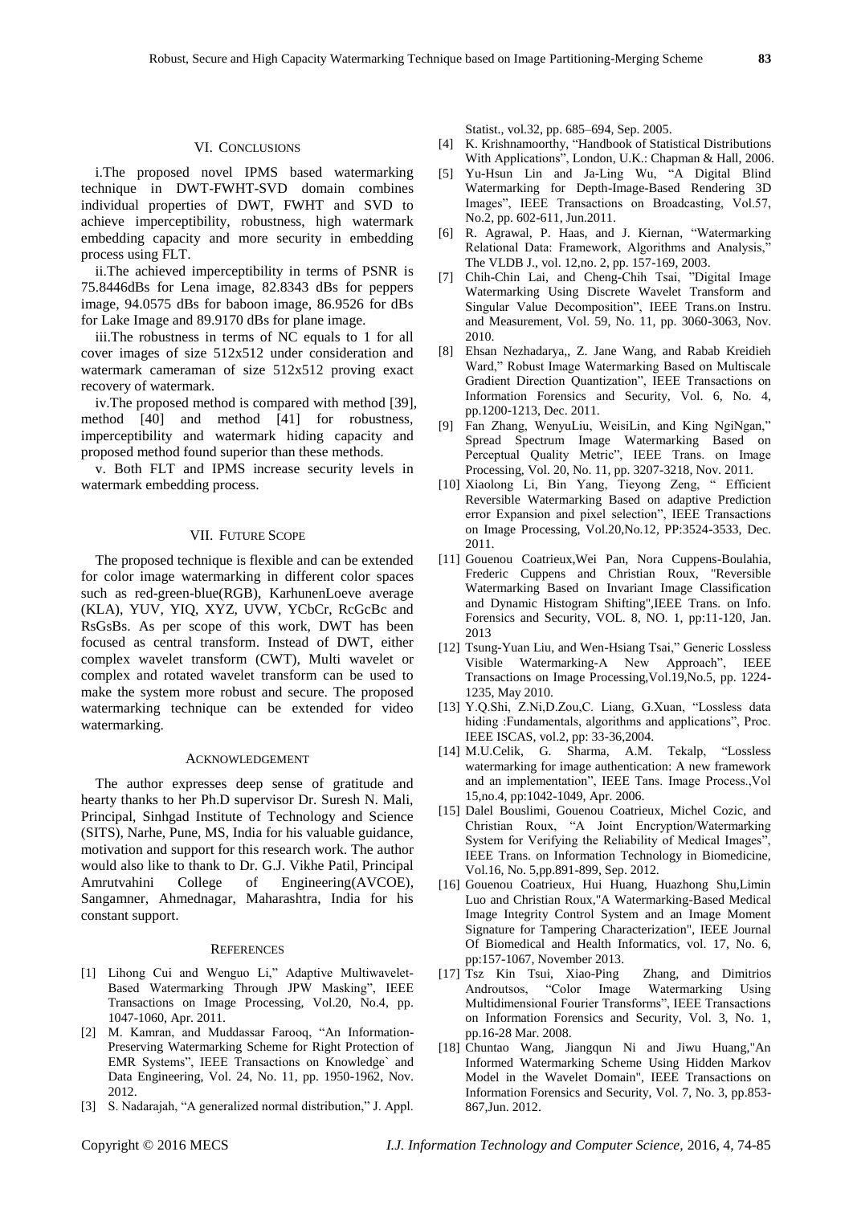## VI. Conclusions

i.The proposed novel IPMS based watermarking technique in DWT-FWHT-SVD domain combines individual properties of DWT, FWHT and SVD to achieve imperceptibility, robustness, high watermark embedding capacity and more security in embedding process using FLT.

ii.The achieved imperceptibility in terms of PSNR is 75.8446dBs for Lena image, 82.8343 dBs for peppers image, 94.0575 dBs for baboon image, 86.9526 for dBs for Lake Image and 89.9170 dBs for plane image.

iii.The robustness in terms of NC equals to 1 for all cover images of size 512x512 under consideration and watermark cameraman of size 512x512 proving exact recovery of watermark.

iv.The proposed method is compared with method [39], method [40] and method [41] for robustness, imperceptibility and watermark hiding capacity and proposed method found superior than these methods.

v. Both FLT and IPMS increase security levels in watermark embedding process.

## VII. Future Scope

The proposed technique is flexible and can be extended for color image watermarking in different color spaces such as red-green-blue(RGB), KarhunenLoeve average (KLA), YUV, YIQ, XYZ, UVW, YCbCr, RcGcBc and RsGsBs. As per scope of this work, DWT has been focused as central transform. Instead of DWT, either complex wavelet transform (CWT), Multi wavelet or complex and rotated wavelet transform can be used to make the system more robust and secure. The proposed watermarking technique can be extended for video watermarking.

## Acknowledgement

The author expresses deep sense of gratitude and hearty thanks to her Ph.D supervisor Dr. Suresh N. Mali, Principal, Sinhgad Institute of Technology and Science (SITS), Narhe, Pune, MS, India for his valuable guidance, motivation and support for this research work. The author would also like to thank to Dr. G.J. Vikhe Patil, Principal Amrutvahini College of Engineering(AVCOE), Sangamner, Ahmednagar, Maharashtra, India for his constant support.

## References

[1] Lihong Cui and Wenguo Li," Adaptive Multiwavelet-Based Watermarking Through JPW Masking", IEEE Transactions on Image Processing, Vol.20, No.4, pp. 1047-1060, Apr. 2011.

[2] M. Kamran, and Muddassar Farooq, "An Information-Preserving Watermarking Scheme for Right Protection of EMR Systems", IEEE Transactions on Knowledge` and Data Engineering, Vol. 24, No. 11, pp. 1950-1962, Nov. 2012.

[3] S. Nadarajah, "A generalized normal distribution," J. Appl. Statist., vol.32, pp. 685–694, Sep. 2005.

[4] K. Krishnamoorthy, "Handbook of Statistical Distributions With Applications", London, U.K.: Chapman & Hall, 2006.

[5] Yu-Hsun Lin and Ja-Ling Wu, "A Digital Blind Watermarking for Depth-Image-Based Rendering 3D Images", IEEE Transactions on Broadcasting, Vol.57, No.2, pp. 602-611, Jun.2011.

[6] R. Agrawal, P. Haas, and J. Kiernan, "Watermarking Relational Data: Framework, Algorithms and Analysis," The VLDB J., vol. 12,no. 2, pp. 157-169, 2003.

[7] Chih-Chin Lai, and Cheng-Chih Tsai, "Digital Image Watermarking Using Discrete Wavelet Transform and Singular Value Decomposition", IEEE Trans.on Instru. and Measurement, Vol. 59, No. 11, pp. 3060-3063, Nov. 2010.

[8] Ehsan Nezhadarya,, Z. Jane Wang, and Rabab Kreidieh Ward," Robust Image Watermarking Based on Multiscale Gradient Direction Quantization", IEEE Transactions on Information Forensics and Security, Vol. 6, No. 4, pp.1200-1213, Dec. 2011.

[9] Fan Zhang, WenyuLiu, WeisiLin, and King NgiNgan," Spread Spectrum Image Watermarking Based on Perceptual Quality Metric", IEEE Trans. on Image Processing, Vol. 20, No. 11, pp. 3207-3218, Nov. 2011.

[10] Xiaolong Li, Bin Yang, Tieyong Zeng, " Efficient Reversible Watermarking Based on adaptive Prediction error Expansion and pixel selection", IEEE Transactions on Image Processing, Vol.20,No.12, PP:3524-3533, Dec. 2011.

[11] Gouenou Coatrieux,Wei Pan, Nora Cuppens-Boulahia, Frederic Cuppens and Christian Roux, "Reversible Watermarking Based on Invariant Image Classification and Dynamic Histogram Shifting",IEEE Trans. on Info. Forensics and Security, VOL. 8, NO. 1, pp:11-120, Jan. 2013

[12] Tsung-Yuan Liu, and Wen-Hsiang Tsai," Generic Lossless Visible Watermarking-A New Approach", IEEE Transactions on Image Processing,Vol.19,No.5, pp. 1224-1235, May 2010.

[13] Y.Q.Shi, Z.Ni,D.Zou,C. Liang, G.Xuan, "Lossless data hiding :Fundamentals, algorithms and applications", Proc. IEEE ISCAS, vol.2, pp: 33-36,2004.

[14] M.U.Celik, G. Sharma, A.M. Tekalp, "Lossless watermarking for image authentication: A new framework and an implementation", IEEE Tans. Image Process.,Vol 15,no.4, pp:1042-1049, Apr. 2006.

[15] Dalel Bouslimi, Gouenou Coatrieux, Michel Cozic, and Christian Roux, "A Joint Encryption/Watermarking System for Verifying the Reliability of Medical Images", IEEE Trans. on Information Technology in Biomedicine, Vol.16, No. 5,pp.891-899, Sep. 2012.

[16] Gouenou Coatrieux, Hui Huang, Huazhong Shu,Limin Luo and Christian Roux,"A Watermarking-Based Medical Image Integrity Control System and an Image Moment Signature for Tampering Characterization", IEEE Journal Of Biomedical and Health Informatics, vol. 17, No. 6, pp:157-1067, November 2013.

[17] Tsz Kin Tsui, Xiao-Ping Zhang, and Dimitrios Androutsos, "Color Image Watermarking Using Multidimensional Fourier Transforms", IEEE Transactions on Information Forensics and Security, Vol. 3, No. 1, pp.16-28 Mar. 2008.

[18] Chuntao Wang, Jiangqun Ni and Jiwu Huang,"An Informed Watermarking Scheme Using Hidden Markov Model in the Wavelet Domain", IEEE Transactions on Information Forensics and Security, Vol. 7, No. 3, pp.853-867,Jun. 2012.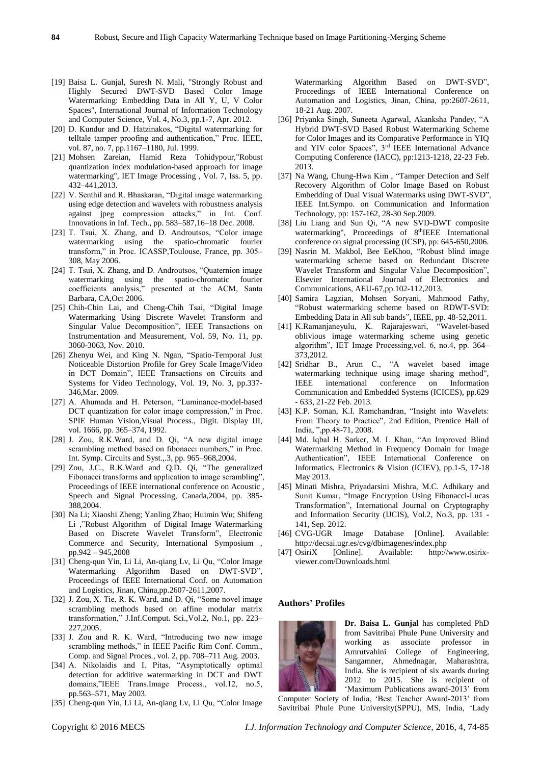[19] Baisa L. Gunjal, Suresh N. Mali, "Strongly Robust and Highly Secured DWT-SVD Based Color Image Watermarking: Embedding Data in All Y, U, V Color Spaces", International Journal of Information Technology and Computer Science, Vol. 4, No.3, pp.1-7, Apr. 2012.

[20] D. Kundur and D. Hatzinakos, "Digital watermarking for telltale tamper proofing and authentication," Proc. IEEE, vol. 87, no. 7, pp.1167–1180, Jul. 1999.

[21] Mohsen Zareian, Hamid Reza Tohidypour,"Robust quantization index modulation-based approach for image watermarking", IET Image Processing , Vol. 7, Iss. 5, pp. 432–441,2013.

[22] V. Senthil and R. Bhaskaran, "Digital image watermarking using edge detection and wavelets with robustness analysis against jpeg compression attacks," in Int. Conf. Innovations in Inf. Tech., pp. 583–587,16–18 Dec. 2008.

[23] T. Tsui, X. Zhang, and D. Androutsos, "Color image watermarking using the spatio-chromatic fourier transform," in Proc. ICASSP,Toulouse, France, pp. 305–308, May 2006.

[24] T. Tsui, X. Zhang, and D. Androutsos, "Quaternion image watermarking using the spatio-chromatic fourier coefficients analysis," presented at the ACM, Santa Barbara, CA,Oct 2006.

[25] Chih-Chin Lai, and Cheng-Chih Tsai, "Digital Image Watermarking Using Discrete Wavelet Transform and Singular Value Decomposition", IEEE Transactions on Instrumentation and Measurement, Vol. 59, No. 11, pp. 3060-3063, Nov. 2010.

[26] Zhenyu Wei, and King N. Ngan, "Spatio-Temporal Just Noticeable Distortion Profile for Grey Scale Image/Video in DCT Domain", IEEE Transactions on Circuits and Systems for Video Technology, Vol. 19, No. 3, pp.337-346,Mar. 2009.

[27] A. Ahumada and H. Peterson, "Luminance-model-based DCT quantization for color image compression," in Proc. SPIE Human Vision,Visual Process., Digit. Display III, vol. 1666, pp. 365–374, 1992.

[28] J. Zou, R.K.Ward, and D. Qi, "A new digital image scrambling method based on fibonacci numbers," in Proc. Int. Symp. Circuits and Syst.,.3, pp. 965–968,2004.

[29] Zou, J.C., R.K.Ward and Q.D. Qi, "The generalized Fibonacci transforms and application to image scrambling", Proceedings of IEEE international conference on Acoustic , Speech and Signal Processing, Canada,2004, pp. 385-388,2004.

[30] Na Li; Xiaoshi Zheng; Yanling Zhao; Huimin Wu; Shifeng Li ,"Robust Algorithm of Digital Image Watermarking Based on Discrete Wavelet Transform", Electronic Commerce and Security, International Symposium , pp.942 – 945,2008

[31] Cheng-qun Yin, Li Li, An-qiang Lv, Li Qu, "Color Image Watermarking Algorithm Based on DWT-SVD", Proceedings of IEEE International Conf. on Automation and Logistics, Jinan, China,pp.2607-2611,2007.

[32] J. Zou, X. Tie, R. K. Ward, and D. Qi, "Some novel image scrambling methods based on affine modular matrix transformation," J.Inf.Comput. Sci.,Vol.2, No.1, pp. 223–227,2005.

[33] J. Zou and R. K. Ward, "Introducing two new image scrambling methods," in IEEE Pacific Rim Conf. Comm., Comp. and Signal Proces., vol. 2, pp. 708–711 Aug. 2003.

[34] A. Nikolaidis and I. Pitas, "Asymptotically optimal detection for additive watermarking in DCT and DWT domains,"IEEE Trans.Image Process., vol.12, no.5, pp.563–571, May 2003.

[35] Cheng-qun Yin, Li Li, An-qiang Lv, Li Qu, "Color Image Watermarking Algorithm Based on DWT-SVD", Proceedings of IEEE International Conference on Automation and Logistics, Jinan, China, pp:2607-2611, 18-21 Aug. 2007.

[36] Priyanka Singh, Suneeta Agarwal, Akanksha Pandey, "A Hybrid DWT-SVD Based Robust Watermarking Scheme for Color Images and its Comparative Performance in YIQ and YIV color Spaces", 3rd IEEE International Advance Computing Conference (IACC), pp:1213-1218, 22-23 Feb. 2013.

[37] Na Wang, Chung-Hwa Kim , "Tamper Detection and Self Recovery Algorithm of Color Image Based on Robust Embedding of Dual Visual Watermarks using DWT-SVD", IEEE Int.Sympo. on Communication and Information Technology, pp: 157-162, 28-30 Sep.2009.

[38] Liu Liang and Sun Qi, "A new SVD-DWT composite watermarking", Proceedings of 8thIEEE International conference on signal processing (ICSP), pp: 645-650,2006.

[39] Nasrin M. Makbol, Bee EeKhoo, "Robust blind image watermarking scheme based on Redundant Discrete Wavelet Transform and Singular Value Decomposition", Elsevier International Journal of Electronics and Communications, AEU-67,pp.102-112,2013.

[40] Samira Lagzian, Mohsen Soryani, Mahmood Fathy, "Robust watermarking scheme based on RDWT-SVD: Embedding Data in All sub bands", IEEE, pp. 48-52,2011.

[41] K.Ramanjaneyulu, K. Rajarajeswari, "Wavelet-based oblivious image watermarking scheme using genetic algorithm", IET Image Processing,vol. 6, no.4, pp. 364–373,2012.

[42] Sridhar B., Arun C., "A wavelet based image watermarking technique using image sharing method", IEEE international conference on Information Communication and Embedded Systems (ICICES), pp.629 - 633, 21-22 Feb. 2013.

[43] K.P. Soman, K.I. Ramchandran, "Insight into Wavelets: From Theory to Practice", 2nd Edition, Prentice Hall of India, ",pp.48-71, 2008.

[44] Md. Iqbal H. Sarker, M. I. Khan, "An Improved Blind Watermarking Method in Frequency Domain for Image Authentication", IEEE International Conference on Informatics, Electronics & Vision (ICIEV), pp.1-5, 17-18 May 2013.

[45] Minati Mishra, Priyadarsini Mishra, M.C. Adhikary and Sunit Kumar, "Image Encryption Using Fibonacci-Lucas Transformation", International Journal on Cryptography and Information Security (IJCIS), Vol.2, No.3, pp. 131 - 141, Sep. 2012.

[46] CVG-UGR Image Database [Online]. Available: http://decsai.ugr.es/cvg/dbimagenes/index.php

[47] OsiriX [Online]. Available: http://www.osirix-viewer.com/Downloads.html

## Authors' Profiles

**Dr. Baisa L. Gunjal** has completed PhD from Savitribai Phule Pune University and working as associate professor in Amrutvahini College of Engineering, Sangamner, Ahmednagar, Maharashtra, India. She is recipient of six awards during 2012 to 2015. She is recipient of 'Maximum Publications award-2013' from Computer Society of India, 'Best Teacher Award-2013' from Savitribai Phule Pune University(SPPU), MS, India, 'Lady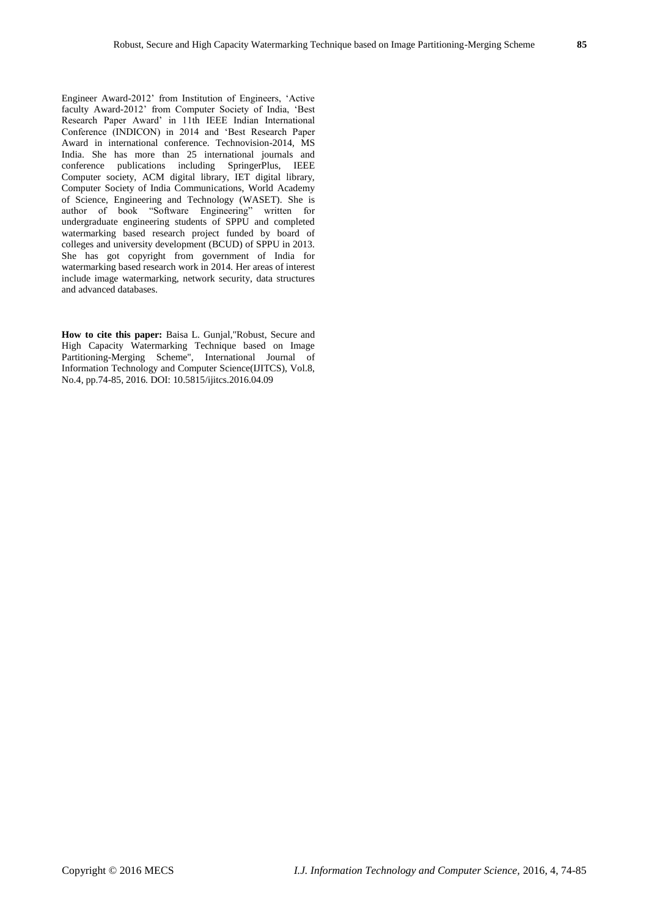Engineer Award-2012' from Institution of Engineers, 'Active faculty Award-2012' from Computer Society of India, 'Best Research Paper Award' in 11th IEEE Indian International Conference (INDICON) in 2014 and 'Best Research Paper Award in international conference. Technovision-2014, MS India. She has more than 25 international journals and conference publications including SpringerPlus, IEEE Computer society, ACM digital library, IET digital library, Computer Society of India Communications, World Academy of Science, Engineering and Technology (WASET). She is author of book "Software Engineering" written for undergraduate engineering students of SPPU and completed watermarking based research project funded by board of colleges and university development (BCUD) of SPPU in 2013. She has got copyright from government of India for watermarking based research work in 2014. Her areas of interest include image watermarking, network security, data structures and advanced databases.

**How to cite this paper:** Baisa L. Gunjal,"Robust, Secure and High Capacity Watermarking Technique based on Image Partitioning-Merging Scheme", International Journal of Information Technology and Computer Science(IJITCS), Vol.8, No.4, pp.74-85, 2016. DOI: 10.5815/ijitcs.2016.04.09